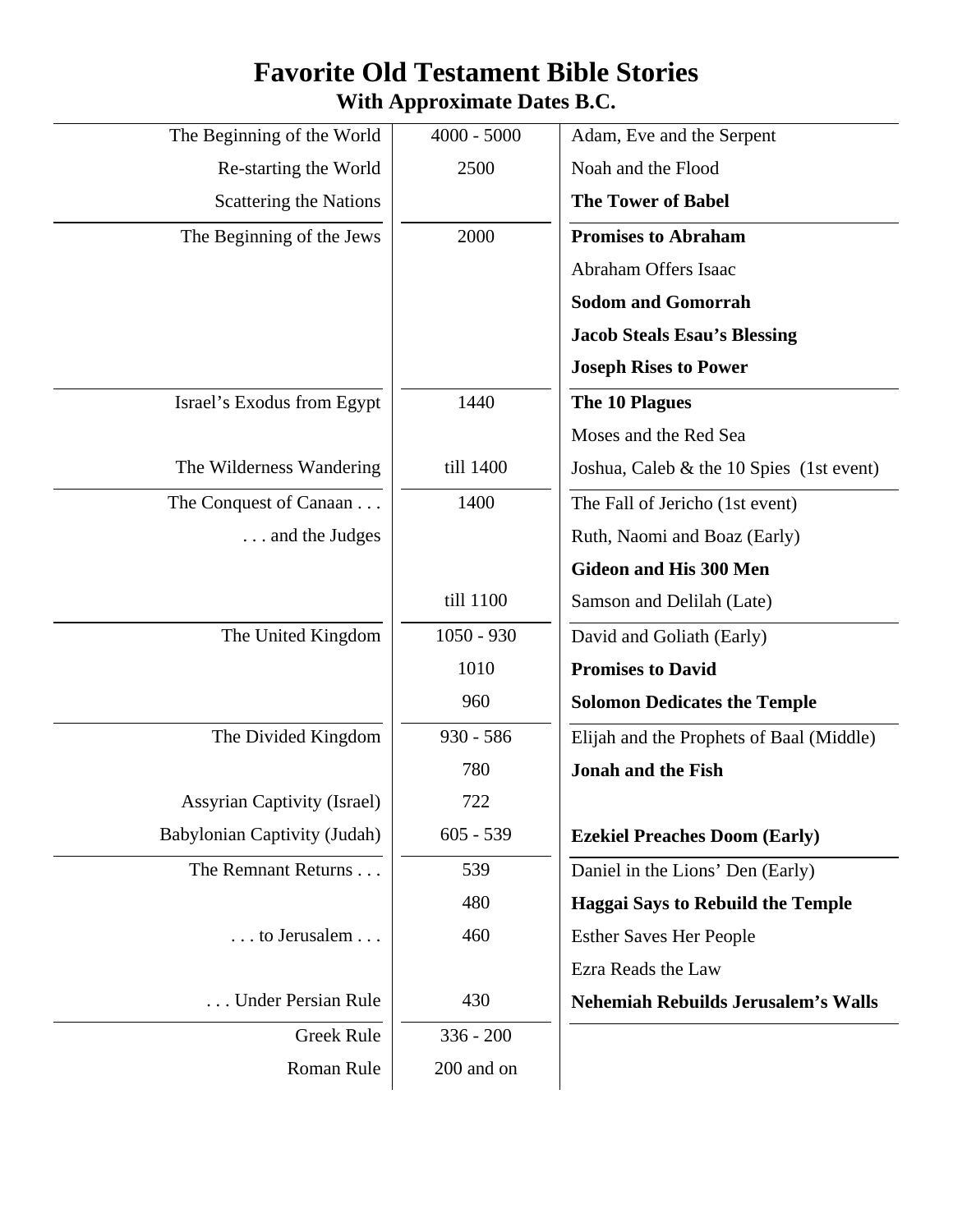# Favorite Old Testament Bible Stories

## With Approximate Dates B.C.

| | | |
|---|---|---|
| The Beginning of the World | 4000 - 5000 | Adam, Eve and the Serpent |
| Re-starting the World | 2500 | Noah and the Flood |
| Scattering the Nations | | **The Tower of Babel** |
| The Beginning of the Jews | 2000 | **Promises to Abraham** |
| | | Abraham Offers Isaac |
| | | **Sodom and Gomorrah** |
| | | **Jacob Steals Esau's Blessing** |
| | | **Joseph Rises to Power** |
| Israel's Exodus from Egypt | 1440 | **The 10 Plagues** |
| | | Moses and the Red Sea |
| The Wilderness Wandering | till 1400 | Joshua, Caleb & the 10 Spies (1st event) |
| The Conquest of Canaan . . . | 1400 | The Fall of Jericho (1st event) |
| . . . and the Judges | | Ruth, Naomi and Boaz (Early) |
| | | **Gideon and His 300 Men** |
| | till 1100 | Samson and Delilah (Late) |
| The United Kingdom | 1050 - 930 | David and Goliath (Early) |
| | 1010 | **Promises to David** |
| | 960 | **Solomon Dedicates the Temple** |
| The Divided Kingdom | 930 - 586 | Elijah and the Prophets of Baal (Middle) |
| | 780 | **Jonah and the Fish** |
| Assyrian Captivity (Israel) | 722 | |
| Babylonian Captivity (Judah) | 605 - 539 | **Ezekiel Preaches Doom (Early)** |
| The Remnant Returns . . . | 539 | Daniel in the Lions' Den (Early) |
| | 480 | **Haggai Says to Rebuild the Temple** |
| . . . to Jerusalem . . . | 460 | Esther Saves Her People |
| | | Ezra Reads the Law |
| . . . Under Persian Rule | 430 | **Nehemiah Rebuilds Jerusalem's Walls** |
| Greek Rule | 336 - 200 | |
| Roman Rule | 200 and on | |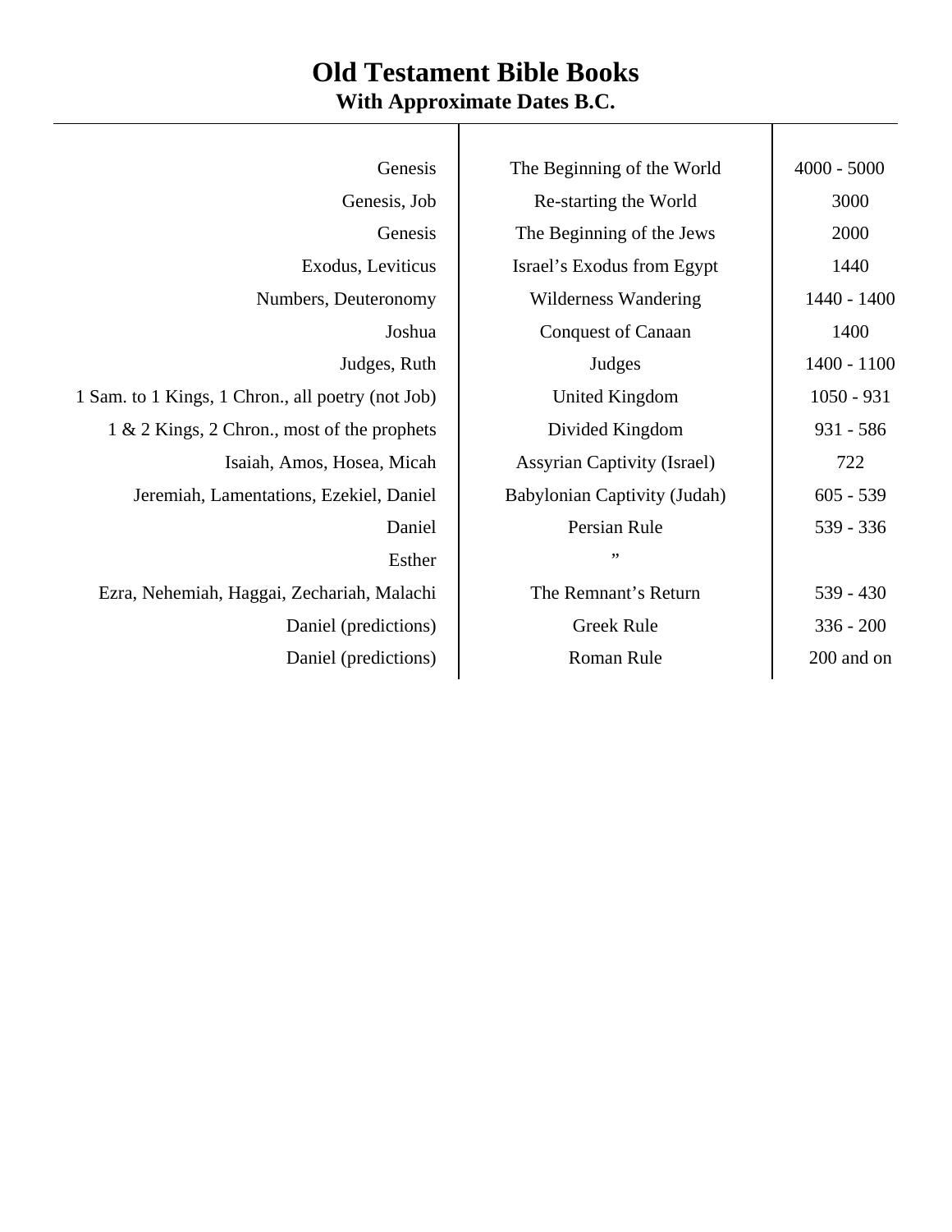# Old Testament Bible Books

**With Approximate Dates B.C.**

| | | |
|---|---|---|
| Genesis | The Beginning of the World | 4000 - 5000 |
| Genesis, Job | Re-starting the World | 3000 |
| Genesis | The Beginning of the Jews | 2000 |
| Exodus, Leviticus | Israel's Exodus from Egypt | 1440 |
| Numbers, Deuteronomy | Wilderness Wandering | 1440 - 1400 |
| Joshua | Conquest of Canaan | 1400 |
| Judges, Ruth | Judges | 1400 - 1100 |
| 1 Sam. to 1 Kings, 1 Chron., all poetry (not Job) | United Kingdom | 1050 - 931 |
| 1 & 2 Kings, 2 Chron., most of the prophets | Divided Kingdom | 931 - 586 |
| Isaiah, Amos, Hosea, Micah | Assyrian Captivity (Israel) | 722 |
| Jeremiah, Lamentations, Ezekiel, Daniel | Babylonian Captivity (Judah) | 605 - 539 |
| Daniel | Persian Rule | 539 - 336 |
| Esther | " | |
| Ezra, Nehemiah, Haggai, Zechariah, Malachi | The Remnant's Return | 539 - 430 |
| Daniel (predictions) | Greek Rule | 336 - 200 |
| Daniel (predictions) | Roman Rule | 200 and on |